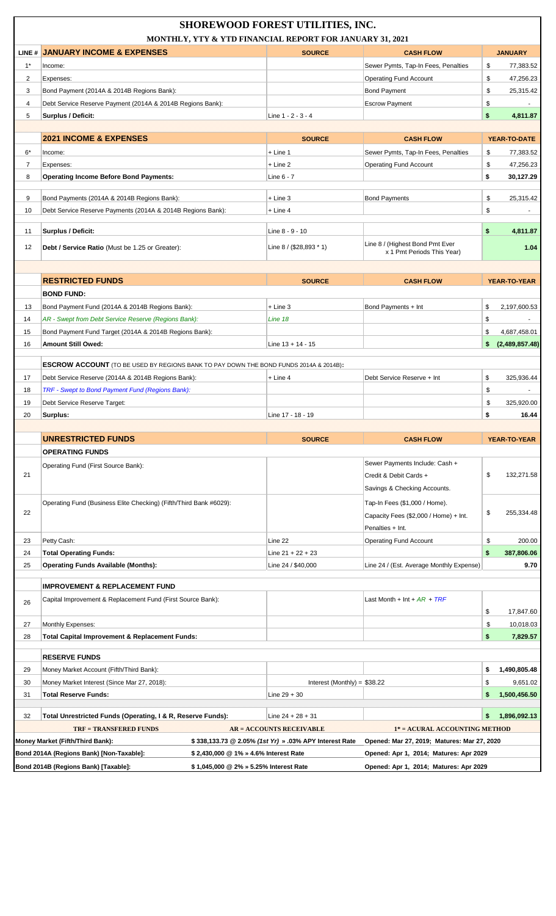# SHOREWOOD FOREST UTILITIES, INC.

## MONTHLY, YTY & YTD FINANCIAL REPORT FOR JANUARY 31, 2021

| LINE # | JANUARY INCOME & EXPENSES | SOURCE | CASH FLOW | JANUARY |
|---|---|---|---|---|
| 1* | Income: | | Sewer Pymts, Tap-In Fees, Penalties | $ 77,383.52 |
| 2 | Expenses: | | Operating Fund Account | $ 47,256.23 |
| 3 | Bond Payment (2014A & 2014B Regions Bank): | | Bond Payment | $ 25,315.42 |
| 4 | Debt Service Reserve Payment (2014A & 2014B Regions Bank): | | Escrow Payment | $ - |
| 5 | **Surplus / Deficit:** | Line 1 - 2 - 3 - 4 | | **$ 4,811.87** |

| LINE # | 2021 INCOME & EXPENSES | SOURCE | CASH FLOW | YEAR-TO-DATE |
|---|---|---|---|---|
| 6* | Income: | + Line 1 | Sewer Pymts, Tap-In Fees, Penalties | $ 77,383.52 |
| 7 | Expenses: | + Line 2 | Operating Fund Account | $ 47,256.23 |
| 8 | **Operating Income Before Bond Payments:** | Line 6 - 7 | | **$ 30,127.29** |
| 9 | Bond Payments (2014A & 2014B Regions Bank): | + Line 3 | Bond Payments | $ 25,315.42 |
| 10 | Debt Service Reserve Payments (2014A & 2014B Regions Bank): | + Line 4 | | $ - |
| 11 | **Surplus / Deficit:** | Line 8 - 9 - 10 | | **$ 4,811.87** |
| 12 | **Debt / Service Ratio** (Must be 1.25 or Greater): | Line 8 / ($28,893 * 1) | Line 8 / (Highest Bond Pmt Ever x 1 Pmt Periods This Year) | **1.04** |

| LINE # | RESTRICTED FUNDS | SOURCE | CASH FLOW | YEAR-TO-YEAR |
|---|---|---|---|---|
| | **BOND FUND:** | | | |
| 13 | Bond Payment Fund (2014A & 2014B Regions Bank): | + Line 3 | Bond Payments + Int | $ 2,197,600.53 |
| 14 | *AR - Swept from Debt Service Reserve (Regions Bank):* | *Line 18* | | $ - |
| 15 | Bond Payment Fund Target (2014A & 2014B Regions Bank): | | | $ 4,687,458.01 |
| 16 | **Amount Still Owed:** | Line 13 + 14 - 15 | | **$ (2,489,857.48)** |
| | **ESCROW ACCOUNT** (TO BE USED BY REGIONS BANK TO PAY DOWN THE BOND FUNDS 2014A & 2014B): | | | |
| 17 | Debt Service Reserve (2014A & 2014B Regions Bank): | + Line 4 | Debt Service Reserve + Int | $ 325,936.44 |
| 18 | *TRF - Swept to Bond Payment Fund (Regions Bank):* | | | $ - |
| 19 | Debt Service Reserve Target: | | | $ 325,920.00 |
| 20 | **Surplus:** | Line 17 - 18 - 19 | | **$ 16.44** |

| LINE # | UNRESTRICTED FUNDS | SOURCE | CASH FLOW | YEAR-TO-YEAR |
|---|---|---|---|---|
| | **OPERATING FUNDS** | | | |
| 21 | Operating Fund (First Source Bank): | | Sewer Payments Include: Cash + Credit & Debit Cards + Savings & Checking Accounts. | $ 132,271.58 |
| 22 | Operating Fund (Business Elite Checking) (Fifth/Third Bank #6029): | | Tap-In Fees ($1,000 / Home). Capacity Fees ($2,000 / Home) + Int. Penalties + Int. | $ 255,334.48 |
| 23 | Petty Cash: | Line 22 | Operating Fund Account | $ 200.00 |
| 24 | **Total Operating Funds:** | Line 21 + 22 + 23 | | **$ 387,806.06** |
| 25 | **Operating Funds Available (Months):** | Line 24 / $40,000 | Line 24 / (Est. Average Monthly Expense) | **9.70** |
| | **IMPROVEMENT & REPLACEMENT FUND** | | | |
| 26 | Capital Improvement & Replacement Fund (First Source Bank): | | Last Month + Int + *AR* + *TRF* | $ 17,847.60 |
| 27 | Monthly Expenses: | | | $ 10,018.03 |
| 28 | **Total Capital Improvement & Replacement Funds:** | | | **$ 7,829.57** |
| | **RESERVE FUNDS** | | | |
| 29 | Money Market Account (Fifth/Third Bank): | | | **$ 1,490,805.48** |
| 30 | Money Market Interest (Since Mar 27, 2018): | Interest (Monthly) = $38.22 | | $ 9,651.02 |
| 31 | **Total Reserve Funds:** | Line 29 + 30 | | **$ 1,500,456.50** |
| 32 | **Total Unrestricted Funds (Operating, I & R, Reserve Funds):** | Line 24 + 28 + 31 | | **$ 1,896,092.13** |

**TRF = TRANSFERED FUNDS** | **AR = ACCOUNTS RECEIVABLE** | **1* = ACURAL ACCOUNTING METHOD**

| | | |
|---|---|---|
| **Money Market (Fifth/Third Bank):** | **$ 338,133.73 @ 2.05% *(1st Yr)* » .03% APY Interest Rate** | **Opened: Mar 27, 2019; Matures: Mar 27, 2020** |
| **Bond 2014A (Regions Bank) [Non-Taxable]:** | **$ 2,430,000 @ 1% » 4.6% Interest Rate** | **Opened: Apr 1, 2014; Matures: Apr 2029** |
| **Bond 2014B (Regions Bank) [Taxable]:** | **$ 1,045,000 @ 2% » 5.25% Interest Rate** | **Opened: Apr 1, 2014; Matures: Apr 2029** |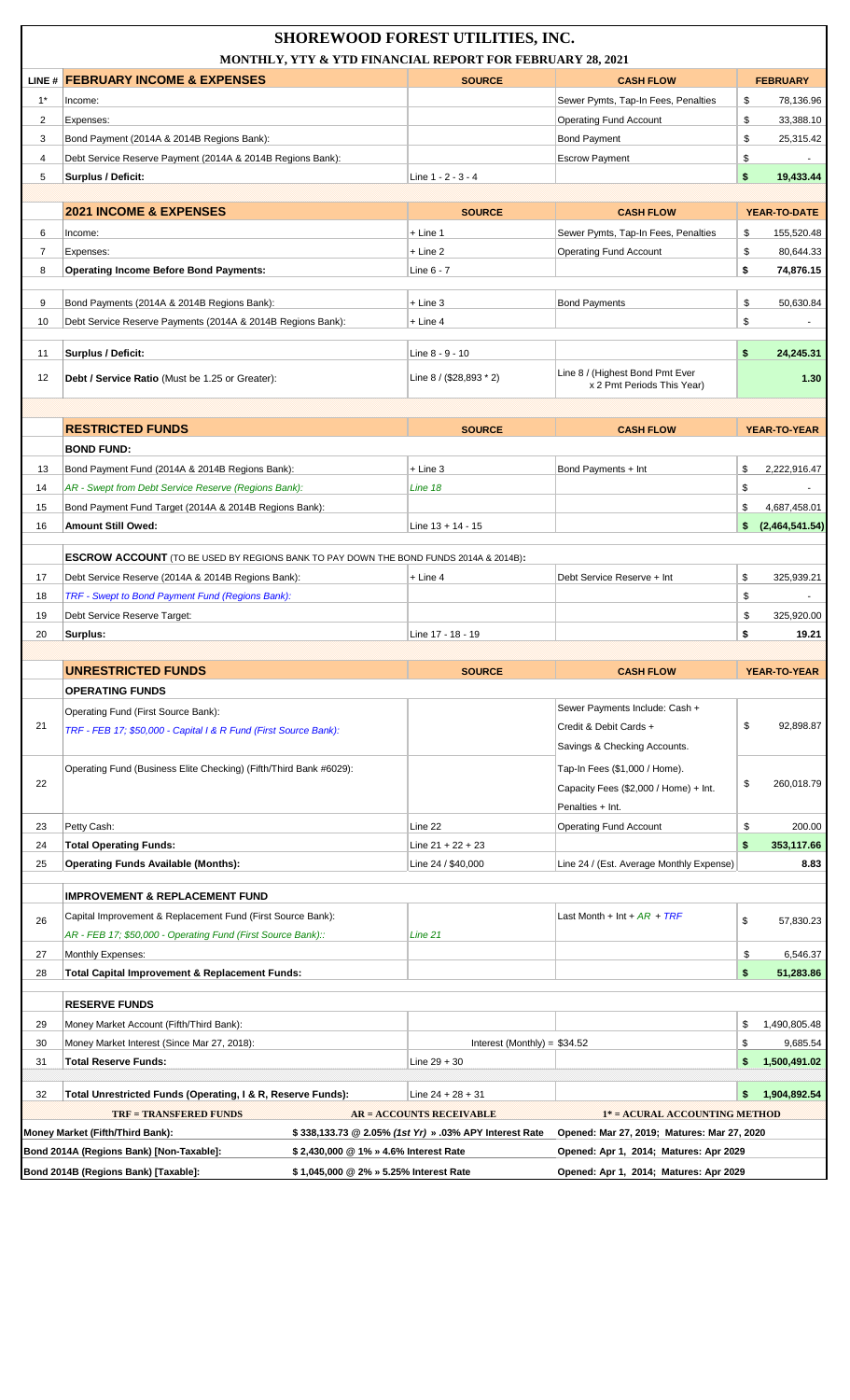# SHOREWOOD FOREST UTILITIES, INC.

## MONTHLY, YTY & YTD FINANCIAL REPORT FOR FEBRUARY 28, 2021

| LINE # | FEBRUARY INCOME & EXPENSES | SOURCE | CASH FLOW | FEBRUARY |
|---|---|---|---|---|
| 1* | Income: | | Sewer Pymts, Tap-In Fees, Penalties | $ 78,136.96 |
| 2 | Expenses: | | Operating Fund Account | $ 33,388.10 |
| 3 | Bond Payment (2014A & 2014B Regions Bank): | | Bond Payment | $ 25,315.42 |
| 4 | Debt Service Reserve Payment (2014A & 2014B Regions Bank): | | Escrow Payment | $ - |
| 5 | **Surplus / Deficit:** | Line 1 - 2 - 3 - 4 | | **$ 19,433.44** |

| LINE # | 2021 INCOME & EXPENSES | SOURCE | CASH FLOW | YEAR-TO-DATE |
|---|---|---|---|---|
| 6 | Income: | + Line 1 | Sewer Pymts, Tap-In Fees, Penalties | $ 155,520.48 |
| 7 | Expenses: | + Line 2 | Operating Fund Account | $ 80,644.33 |
| 8 | **Operating Income Before Bond Payments:** | Line 6 - 7 | | **$ 74,876.15** |
| 9 | Bond Payments (2014A & 2014B Regions Bank): | + Line 3 | Bond Payments | $ 50,630.84 |
| 10 | Debt Service Reserve Payments (2014A & 2014B Regions Bank): | + Line 4 | | $ - |
| 11 | **Surplus / Deficit:** | Line 8 - 9 - 10 | | **$ 24,245.31** |
| 12 | **Debt / Service Ratio** (Must be 1.25 or Greater): | Line 8 / ($28,893 * 2) | Line 8 / (Highest Bond Pmt Ever x 2 Pmt Periods This Year) | **1.30** |

| LINE # | RESTRICTED FUNDS | SOURCE | CASH FLOW | YEAR-TO-YEAR |
|---|---|---|---|---|
| | **BOND FUND:** | | | |
| 13 | Bond Payment Fund (2014A & 2014B Regions Bank): | + Line 3 | Bond Payments + Int | $ 2,222,916.47 |
| 14 | *AR - Swept from Debt Service Reserve (Regions Bank):* | *Line 18* | | $ - |
| 15 | Bond Payment Fund Target (2014A & 2014B Regions Bank): | | | $ 4,687,458.01 |
| 16 | **Amount Still Owed:** | Line 13 + 14 - 15 | | **$ (2,464,541.54)** |
| | **ESCROW ACCOUNT** (TO BE USED BY REGIONS BANK TO PAY DOWN THE BOND FUNDS 2014A & 2014B)**:** | | | |
| 17 | Debt Service Reserve (2014A & 2014B Regions Bank): | + Line 4 | Debt Service Reserve + Int | $ 325,939.21 |
| 18 | *TRF - Swept to Bond Payment Fund (Regions Bank):* | | | $ - |
| 19 | Debt Service Reserve Target: | | | $ 325,920.00 |
| 20 | **Surplus:** | Line 17 - 18 - 19 | | **$ 19.21** |

| LINE # | UNRESTRICTED FUNDS | SOURCE | CASH FLOW | YEAR-TO-YEAR |
|---|---|---|---|---|
| | **OPERATING FUNDS** | | | |
| 21 | Operating Fund (First Source Bank): *TRF - FEB 17; $50,000 - Capital I & R Fund (First Source Bank):* | | Sewer Payments Include: Cash + Credit & Debit Cards + Savings & Checking Accounts. | $ 92,898.87 |
| 22 | Operating Fund (Business Elite Checking) (Fifth/Third Bank #6029): | | Tap-In Fees ($1,000 / Home). Capacity Fees ($2,000 / Home) + Int. Penalties + Int. | $ 260,018.79 |
| 23 | Petty Cash: | Line 22 | Operating Fund Account | $ 200.00 |
| 24 | **Total Operating Funds:** | Line 21 + 22 + 23 | | **$ 353,117.66** |
| 25 | **Operating Funds Available (Months):** | Line 24 / $40,000 | Line 24 / (Est. Average Monthly Expense) | **8.83** |
| | **IMPROVEMENT & REPLACEMENT FUND** | | | |
| 26 | Capital Improvement & Replacement Fund (First Source Bank): *AR - FEB 17; $50,000 - Operating Fund (First Source Bank):* | *Line 21* | Last Month + Int + *AR* + *TRF* | $ 57,830.23 |
| 27 | Monthly Expenses: | | | $ 6,546.37 |
| 28 | **Total Capital Improvement & Replacement Funds:** | | | **$ 51,283.86** |
| | **RESERVE FUNDS** | | | |
| 29 | Money Market Account (Fifth/Third Bank): | | | $ 1,490,805.48 |
| 30 | Money Market Interest (Since Mar 27, 2018): | Interest (Monthly) = $34.52 | | $ 9,685.54 |
| 31 | **Total Reserve Funds:** | Line 29 + 30 | | **$ 1,500,491.02** |
| 32 | **Total Unrestricted Funds (Operating, I & R, Reserve Funds):** | Line 24 + 28 + 31 | | **$ 1,904,892.54** |

| | | |
|---|---|---|
| **TRF = TRANSFERED FUNDS** | **AR = ACCOUNTS RECEIVABLE** | **1* = ACURAL ACCOUNTING METHOD** |
| **Money Market (Fifth/Third Bank):** | **$ 338,133.73 @ 2.05% *(1st Yr)* » .03% APY Interest Rate** | **Opened: Mar 27, 2019; Matures: Mar 27, 2020** |
| **Bond 2014A (Regions Bank) [Non-Taxable]:** | **$ 2,430,000 @ 1% » 4.6% Interest Rate** | **Opened: Apr 1, 2014; Matures: Apr 2029** |
| **Bond 2014B (Regions Bank) [Taxable]:** | **$ 1,045,000 @ 2% » 5.25% Interest Rate** | **Opened: Apr 1, 2014; Matures: Apr 2029** |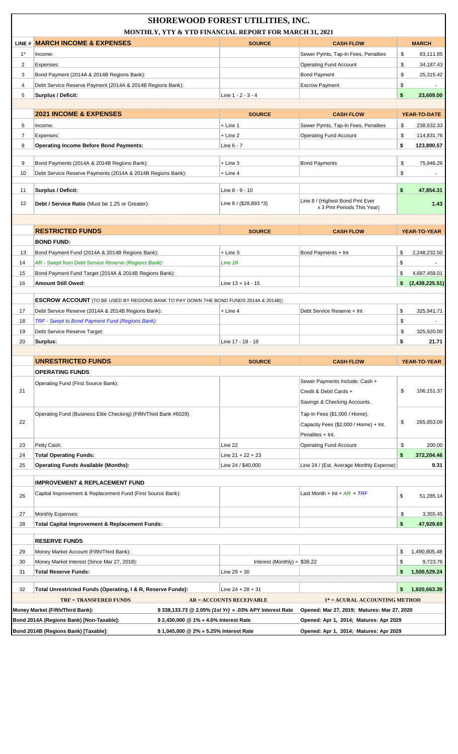# SHOREWOOD FOREST UTILITIES, INC.

## MONTHLY, YTY & YTD FINANCIAL REPORT FOR MARCH 31, 2021

| LINE # | MARCH INCOME & EXPENSES | SOURCE | CASH FLOW | MARCH |
|---|---|---|---|---|
| 1* | Income: | | Sewer Pymts, Tap-In Fees, Penalties | $ 83,111.85 |
| 2 | Expenses: | | Operating Fund Account | $ 34,187.43 |
| 3 | Bond Payment (2014A & 2014B Regions Bank): | | Bond Payment | $ 25,315.42 |
| 4 | Debt Service Reserve Payment (2014A & 2014B Regions Bank): | | Escrow Payment | $ - |
| 5 | **Surplus / Deficit:** | Line 1 - 2 - 3 - 4 | | **$ 23,609.00** |
| | **2021 INCOME & EXPENSES** | **SOURCE** | **CASH FLOW** | **YEAR-TO-DATE** |
| 6 | Income: | + Line 1 | Sewer Pymts, Tap-In Fees, Penalties | $ 238,632.33 |
| 7 | Expenses: | + Line 2 | Operating Fund Account | $ 114,831.76 |
| 8 | **Operating Income Before Bond Payments:** | Line 6 - 7 | | **$ 123,800.57** |
| 9 | Bond Payments (2014A & 2014B Regions Bank): | + Line 3 | Bond Payments | $ 75,946.26 |
| 10 | Debt Service Reserve Payments (2014A & 2014B Regions Bank): | + Line 4 | | $ - |
| 11 | **Surplus / Deficit:** | Line 8 - 9 - 10 | | **$ 47,854.31** |
| 12 | **Debt / Service Ratio** (Must be 1.25 or Greater): | Line 8 / ($28,893 *3) | Line 8 / (Highest Bond Pmt Ever x 3 Pmt Periods This Year) | **1.43** |
| | **RESTRICTED FUNDS** | **SOURCE** | **CASH FLOW** | **YEAR-TO-YEAR** |
| | **BOND FUND:** | | | |
| 13 | Bond Payment Fund (2014A & 2014B Regions Bank): | + Line 3 | Bond Payments + Int | $ 2,248,232.50 |
| 14 | *AR - Swept from Debt Service Reserve (Regions Bank):* | *Line 18* | | $ - |
| 15 | Bond Payment Fund Target (2014A & 2014B Regions Bank): | | | $ 4,687,458.01 |
| 16 | **Amount Still Owed:** | Line 13 + 14 - 15 | | **$ (2,439,225.51)** |
| | **ESCROW ACCOUNT** (TO BE USED BY REGIONS BANK TO PAY DOWN THE BOND FUNDS 2014A & 2014B): | | | |
| 17 | Debt Service Reserve (2014A & 2014B Regions Bank): | + Line 4 | Debt Service Reserve + Int | $ 325,941.71 |
| 18 | *TRF - Swept to Bond Payment Fund (Regions Bank):* | | | $ - |
| 19 | Debt Service Reserve Target: | | | $ 325,920.00 |
| 20 | **Surplus:** | Line 17 - 18 - 19 | | **$ 21.71** |
| | **UNRESTRICTED FUNDS** | **SOURCE** | **CASH FLOW** | **YEAR-TO-YEAR** |
| | **OPERATING FUNDS** | | | |
| 21 | Operating Fund (First Source Bank): | | Sewer Payments Include: Cash + Credit & Debit Cards + Savings & Checking Accounts. | $ 106,151.37 |
| 22 | Operating Fund (Business Elite Checking) (Fifth/Third Bank #6029): | | Tap-In Fees ($1,000 / Home). Capacity Fees ($2,000 / Home) + Int. Penalties + Int. | $ 265,853.09 |
| 23 | Petty Cash: | Line 22 | Operating Fund Account | $ 200.00 |
| 24 | **Total Operating Funds:** | Line 21 + 22 + 23 | | **$ 372,204.46** |
| 25 | **Operating Funds Available (Months):** | Line 24 / $40,000 | Line 24 / (Est. Average Monthly Expense) | **9.31** |
| | **IMPROVEMENT & REPLACEMENT FUND** | | | |
| 26 | Capital Improvement & Replacement Fund (First Source Bank): | | Last Month + Int + *AR* + *TRF* | $ 51,285.14 |
| 27 | Monthly Expenses: | | | $ 3,355.45 |
| 28 | **Total Capital Improvement & Replacement Funds:** | | | **$ 47,929.69** |
| | **RESERVE FUNDS** | | | |
| 29 | Money Market Account (Fifth/Third Bank): | | | $ 1,490,805.48 |
| 30 | Money Market Interest (Since Mar 27, 2018): | Interest (Monthly) = $38.22 | | $ 9,723.76 |
| 31 | **Total Reserve Funds:** | Line 29 + 30 | | **$ 1,500,529.24** |
| 32 | **Total Unrestricted Funds (Operating, I & R, Reserve Funds):** | Line 24 + 28 + 31 | | **$ 1,920,663.39** |

**TRF = TRANSFERED FUNDS** | **AR = ACCOUNTS RECEIVABLE** | **1* = ACURAL ACCOUNTING METHOD**

| | | |
|---|---|---|
| **Money Market (Fifth/Third Bank):** | **$ 338,133.73 @ 2.05% *(1st Yr)* » .03% APY Interest Rate** | **Opened: Mar 27, 2019; Matures: Mar 27, 2020** |
| **Bond 2014A (Regions Bank) [Non-Taxable]:** | **$ 2,430,000 @ 1% » 4.6% Interest Rate** | **Opened: Apr 1, 2014; Matures: Apr 2029** |
| **Bond 2014B (Regions Bank) [Taxable]:** | **$ 1,045,000 @ 2% » 5.25% Interest Rate** | **Opened: Apr 1, 2014; Matures: Apr 2029** |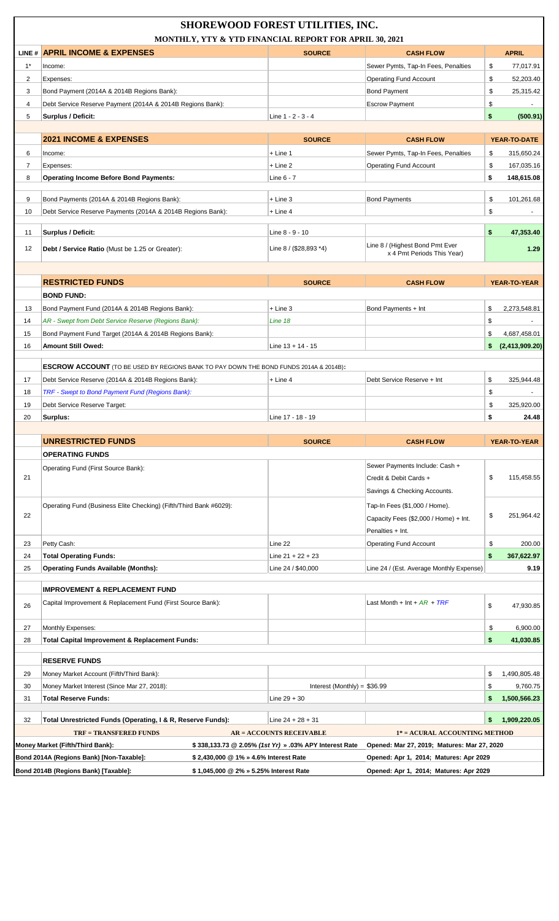# SHOREWOOD FOREST UTILITIES, INC.

## MONTHLY, YTY & YTD FINANCIAL REPORT FOR APRIL 30, 2021

| LINE # | APRIL INCOME & EXPENSES | SOURCE | CASH FLOW | APRIL |
|---|---|---|---|---|
| 1* | Income: | | Sewer Pymts, Tap-In Fees, Penalties | $ 77,017.91 |
| 2 | Expenses: | | Operating Fund Account | $ 52,203.40 |
| 3 | Bond Payment (2014A & 2014B Regions Bank): | | Bond Payment | $ 25,315.42 |
| 4 | Debt Service Reserve Payment (2014A & 2014B Regions Bank): | | Escrow Payment | $ - |
| 5 | **Surplus / Deficit:** | Line 1 - 2 - 3 - 4 | | **$ (500.91)** |

| | 2021 INCOME & EXPENSES | SOURCE | CASH FLOW | YEAR-TO-DATE |
|---|---|---|---|---|
| 6 | Income: | + Line 1 | Sewer Pymts, Tap-In Fees, Penalties | $ 315,650.24 |
| 7 | Expenses: | + Line 2 | Operating Fund Account | $ 167,035.16 |
| 8 | **Operating Income Before Bond Payments:** | Line 6 - 7 | | **$ 148,615.08** |
| 9 | Bond Payments (2014A & 2014B Regions Bank): | + Line 3 | Bond Payments | $ 101,261.68 |
| 10 | Debt Service Reserve Payments (2014A & 2014B Regions Bank): | + Line 4 | | $ - |
| 11 | **Surplus / Deficit:** | Line 8 - 9 - 10 | | **$ 47,353.40** |
| 12 | **Debt / Service Ratio** (Must be 1.25 or Greater): | Line 8 / ($28,893 *4) | Line 8 / (Highest Bond Pmt Ever x 4 Pmt Periods This Year) | **1.29** |

| | RESTRICTED FUNDS | SOURCE | CASH FLOW | YEAR-TO-YEAR |
|---|---|---|---|---|
| | **BOND FUND:** | | | |
| 13 | Bond Payment Fund (2014A & 2014B Regions Bank): | + Line 3 | Bond Payments + Int | $ 2,273,548.81 |
| 14 | *AR - Swept from Debt Service Reserve (Regions Bank):* | *Line 18* | | $ - |
| 15 | Bond Payment Fund Target (2014A & 2014B Regions Bank): | | | $ 4,687,458.01 |
| 16 | **Amount Still Owed:** | Line 13 + 14 - 15 | | **$ (2,413,909.20)** |
| | **ESCROW ACCOUNT** (TO BE USED BY REGIONS BANK TO PAY DOWN THE BOND FUNDS 2014A & 2014B)**:** | | | |
| 17 | Debt Service Reserve (2014A & 2014B Regions Bank): | + Line 4 | Debt Service Reserve + Int | $ 325,944.48 |
| 18 | *TRF - Swept to Bond Payment Fund (Regions Bank):* | | | $ - |
| 19 | Debt Service Reserve Target: | | | $ 325,920.00 |
| 20 | **Surplus:** | Line 17 - 18 - 19 | | **$ 24.48** |

| | UNRESTRICTED FUNDS | SOURCE | CASH FLOW | YEAR-TO-YEAR |
|---|---|---|---|---|
| | **OPERATING FUNDS** | | | |
| 21 | Operating Fund (First Source Bank): | | Sewer Payments Include: Cash + Credit & Debit Cards + Savings & Checking Accounts. | $ 115,458.55 |
| 22 | Operating Fund (Business Elite Checking) (Fifth/Third Bank #6029): | | Tap-In Fees ($1,000 / Home). Capacity Fees ($2,000 / Home) + Int. Penalties + Int. | $ 251,964.42 |
| 23 | Petty Cash: | Line 22 | Operating Fund Account | $ 200.00 |
| 24 | **Total Operating Funds:** | Line 21 + 22 + 23 | | **$ 367,622.97** |
| 25 | **Operating Funds Available (Months):** | Line 24 / $40,000 | Line 24 / (Est. Average Monthly Expense) | **9.19** |
| | **IMPROVEMENT & REPLACEMENT FUND** | | | |
| 26 | Capital Improvement & Replacement Fund (First Source Bank): | | Last Month + Int + *AR* + *TRF* | $ 47,930.85 |
| 27 | Monthly Expenses: | | | $ 6,900.00 |
| 28 | **Total Capital Improvement & Replacement Funds:** | | | **$ 41,030.85** |
| | **RESERVE FUNDS** | | | |
| 29 | Money Market Account (Fifth/Third Bank): | | | $ 1,490,805.48 |
| 30 | Money Market Interest (Since Mar 27, 2018): | Interest (Monthly) = $36.99 | | $ 9,760.75 |
| 31 | **Total Reserve Funds:** | Line 29 + 30 | | **$ 1,500,566.23** |
| 32 | **Total Unrestricted Funds (Operating, I & R, Reserve Funds):** | Line 24 + 28 + 31 | | **$ 1,909,220.05** |

**TRF = TRANSFERED FUNDS** | **AR = ACCOUNTS RECEIVABLE** | **1* = ACURAL ACCOUNTING METHOD**

| | | |
|---|---|---|
| **Money Market (Fifth/Third Bank):** | **$ 338,133.73 @ 2.05% *(1st Yr)* » .03% APY Interest Rate** | **Opened: Mar 27, 2019; Matures: Mar 27, 2020** |
| **Bond 2014A (Regions Bank) [Non-Taxable]:** | **$ 2,430,000 @ 1% » 4.6% Interest Rate** | **Opened: Apr 1, 2014; Matures: Apr 2029** |
| **Bond 2014B (Regions Bank) [Taxable]:** | **$ 1,045,000 @ 2% » 5.25% Interest Rate** | **Opened: Apr 1, 2014; Matures: Apr 2029** |